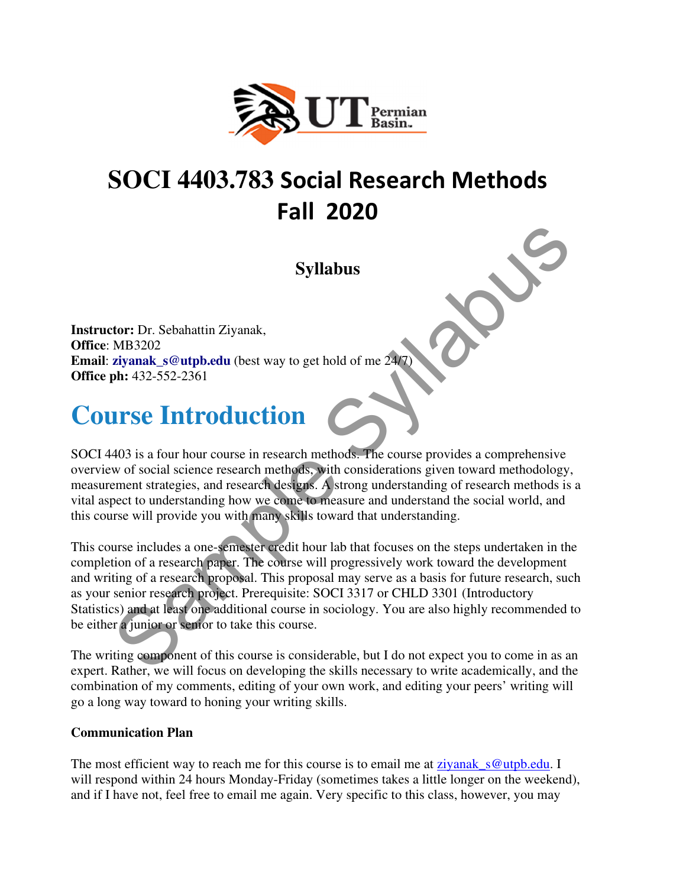# SOCI 4403.783 Social Research Methods Fall 2020

## Syllabus

**Instructor:** Dr. Sebahattin Ziyanak,
**Office**: MB3202
**Email**: **ziyanak_s@utpb.edu** (best way to get hold of me 24/7)
**Office ph:** 432-552-2361

# Course Introduction

SOCI 4403 is a four hour course in research methods. The course provides a comprehensive overview of social science research methods, with considerations given toward methodology, measurement strategies, and research designs. A strong understanding of research methods is a vital aspect to understanding how we come to measure and understand the social world, and this course will provide you with many skills toward that understanding.

This course includes a one-semester credit hour lab that focuses on the steps undertaken in the completion of a research paper. The course will progressively work toward the development and writing of a research proposal. This proposal may serve as a basis for future research, such as your senior research project. Prerequisite: SOCI 3317 or CHLD 3301 (Introductory Statistics) and at least one additional course in sociology. You are also highly recommended to be either a junior or senior to take this course.

The writing component of this course is considerable, but I do not expect you to come in as an expert. Rather, we will focus on developing the skills necessary to write academically, and the combination of my comments, editing of your own work, and editing your peers' writing will go a long way toward to honing your writing skills.

**Communication Plan**

The most efficient way to reach me for this course is to email me at ziyanak_s@utpb.edu. I will respond within 24 hours Monday-Friday (sometimes takes a little longer on the weekend), and if I have not, feel free to email me again. Very specific to this class, however, you may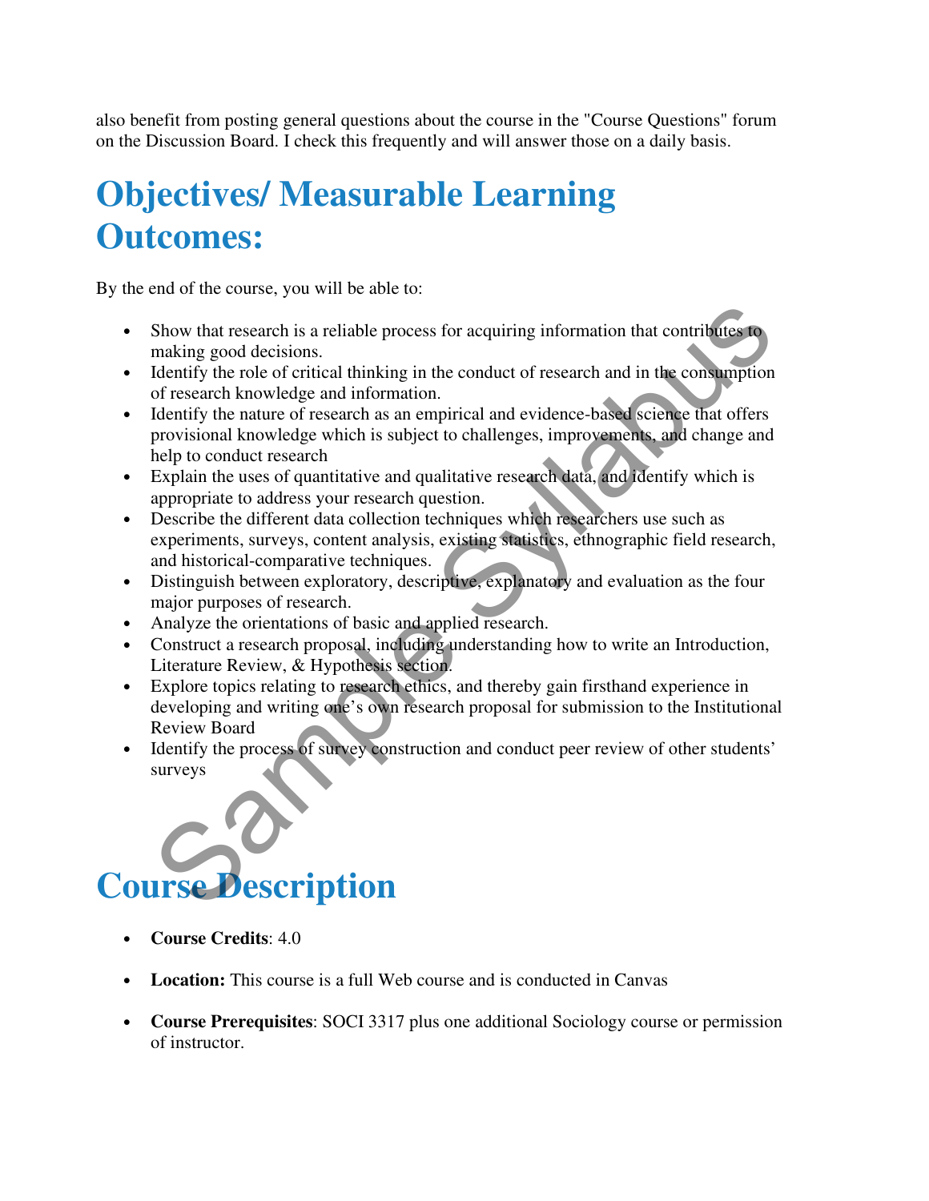also benefit from posting general questions about the course in the "Course Questions" forum on the Discussion Board. I check this frequently and will answer those on a daily basis.

# Objectives/ Measurable Learning Outcomes:

By the end of the course, you will be able to:

- Show that research is a reliable process for acquiring information that contributes to making good decisions.
- Identify the role of critical thinking in the conduct of research and in the consumption of research knowledge and information.
- Identify the nature of research as an empirical and evidence-based science that offers provisional knowledge which is subject to challenges, improvements, and change and help to conduct research
- Explain the uses of quantitative and qualitative research data, and identify which is appropriate to address your research question.
- Describe the different data collection techniques which researchers use such as experiments, surveys, content analysis, existing statistics, ethnographic field research, and historical-comparative techniques.
- Distinguish between exploratory, descriptive, explanatory and evaluation as the four major purposes of research.
- Analyze the orientations of basic and applied research.
- Construct a research proposal, including understanding how to write an Introduction, Literature Review, & Hypothesis section.
- Explore topics relating to research ethics, and thereby gain firsthand experience in developing and writing one's own research proposal for submission to the Institutional Review Board
- Identify the process of survey construction and conduct peer review of other students' surveys

# Course Description

- **Course Credits**: 4.0
- **Location:** This course is a full Web course and is conducted in Canvas
- **Course Prerequisites**: SOCI 3317 plus one additional Sociology course or permission of instructor.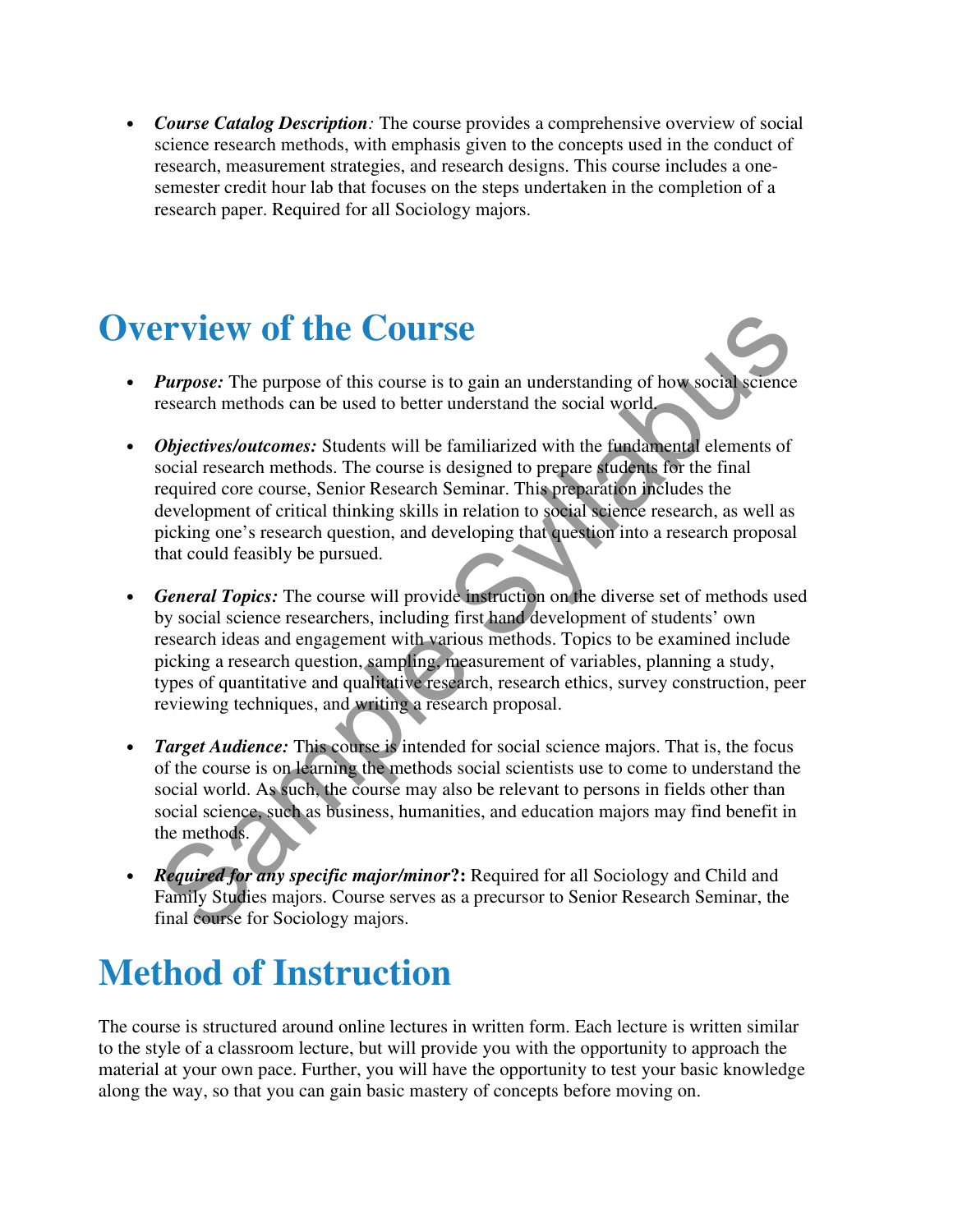- ***Course Catalog Description****:* The course provides a comprehensive overview of social science research methods, with emphasis given to the concepts used in the conduct of research, measurement strategies, and research designs. This course includes a one-semester credit hour lab that focuses on the steps undertaken in the completion of a research paper. Required for all Sociology majors.

# Overview of the Course

- ***Purpose:*** The purpose of this course is to gain an understanding of how social science research methods can be used to better understand the social world.

- ***Objectives/outcomes:*** Students will be familiarized with the fundamental elements of social research methods. The course is designed to prepare students for the final required core course, Senior Research Seminar. This preparation includes the development of critical thinking skills in relation to social science research, as well as picking one's research question, and developing that question into a research proposal that could feasibly be pursued.

- ***General Topics:*** The course will provide instruction on the diverse set of methods used by social science researchers, including first hand development of students' own research ideas and engagement with various methods. Topics to be examined include picking a research question, sampling, measurement of variables, planning a study, types of quantitative and qualitative research, research ethics, survey construction, peer reviewing techniques, and writing a research proposal.

- ***Target Audience:*** This course is intended for social science majors. That is, the focus of the course is on learning the methods social scientists use to come to understand the social world. As such, the course may also be relevant to persons in fields other than social science, such as business, humanities, and education majors may find benefit in the methods.

- ***Required for any specific major/minor*****?:** Required for all Sociology and Child and Family Studies majors. Course serves as a precursor to Senior Research Seminar, the final course for Sociology majors.

# Method of Instruction

The course is structured around online lectures in written form. Each lecture is written similar to the style of a classroom lecture, but will provide you with the opportunity to approach the material at your own pace. Further, you will have the opportunity to test your basic knowledge along the way, so that you can gain basic mastery of concepts before moving on.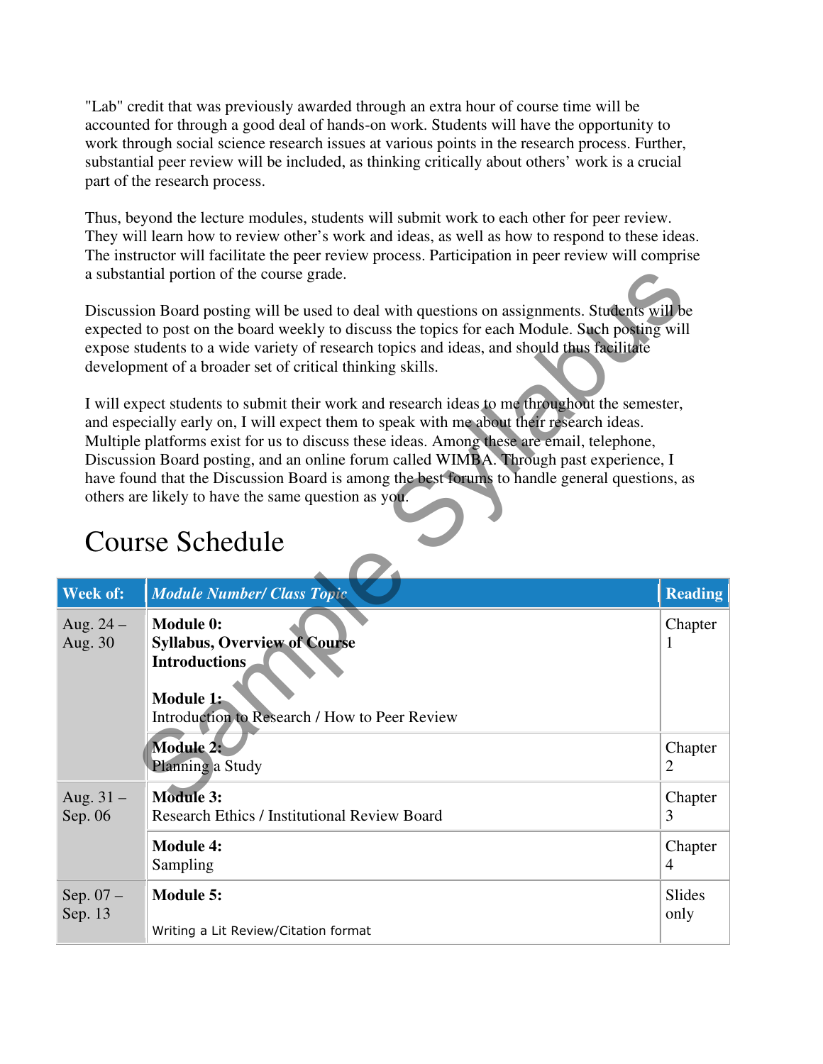"Lab" credit that was previously awarded through an extra hour of course time will be accounted for through a good deal of hands-on work. Students will have the opportunity to work through social science research issues at various points in the research process. Further, substantial peer review will be included, as thinking critically about others' work is a crucial part of the research process.

Thus, beyond the lecture modules, students will submit work to each other for peer review. They will learn how to review other's work and ideas, as well as how to respond to these ideas. The instructor will facilitate the peer review process. Participation in peer review will comprise a substantial portion of the course grade.

Discussion Board posting will be used to deal with questions on assignments. Students will be expected to post on the board weekly to discuss the topics for each Module. Such posting will expose students to a wide variety of research topics and ideas, and should thus facilitate development of a broader set of critical thinking skills.

I will expect students to submit their work and research ideas to me throughout the semester, and especially early on, I will expect them to speak with me about their research ideas. Multiple platforms exist for us to discuss these ideas. Among these are email, telephone, Discussion Board posting, and an online forum called WIMBA. Through past experience, I have found that the Discussion Board is among the best forums to handle general questions, as others are likely to have the same question as you.

# Course Schedule

| Week of: | *Module Number/ Class Topic* | Reading |
|---|---|---|
| Aug. 24 – Aug. 30 | **Module 0:** **Syllabus, Overview of Course Introductions** <br><br> **Module 1:** Introduction to Research / How to Peer Review | Chapter 1 |
| | **Module 2:** Planning a Study | Chapter 2 |
| Aug. 31 – Sep. 06 | **Module 3:** Research Ethics / Institutional Review Board | Chapter 3 |
| | **Module 4:** Sampling | Chapter 4 |
| Sep. 07 – Sep. 13 | **Module 5:** Writing a Lit Review/Citation format | Slides only |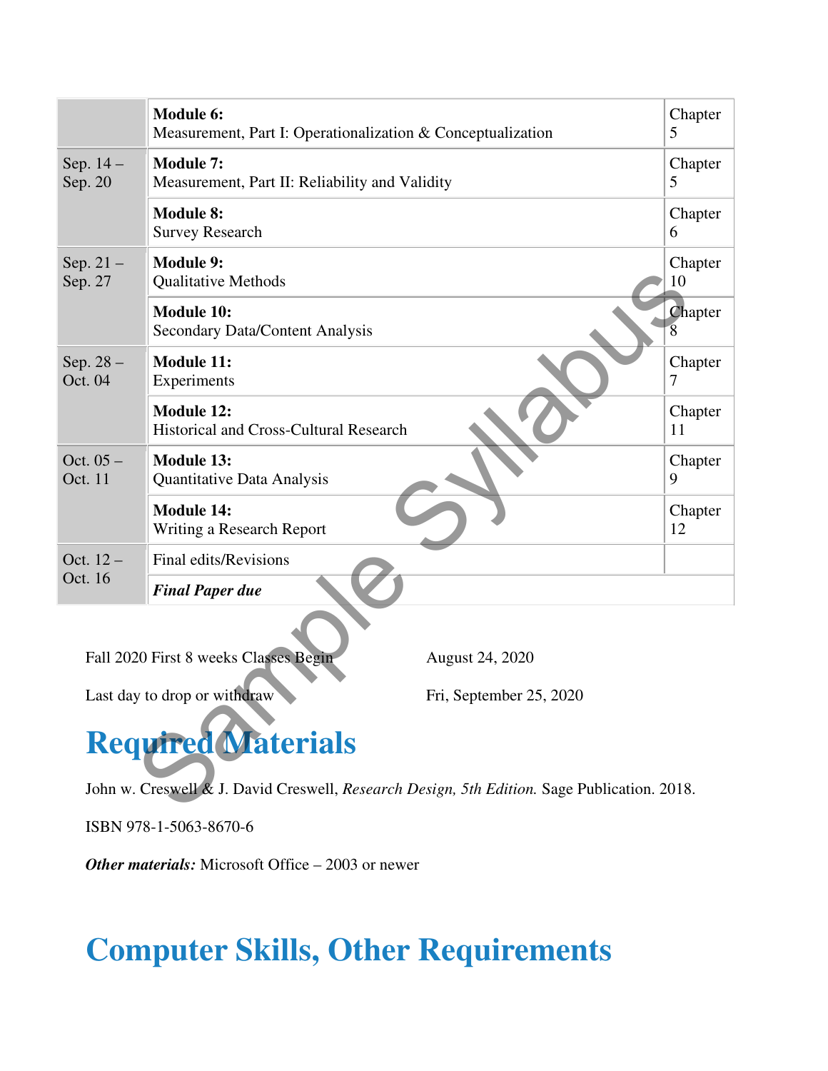|  |  |  |
|---|---|---|
|  | **Module 6:** Measurement, Part I: Operationalization & Conceptualization | Chapter 5 |
| Sep. 14 – Sep. 20 | **Module 7:** Measurement, Part II: Reliability and Validity | Chapter 5 |
|  | **Module 8:** Survey Research | Chapter 6 |
| Sep. 21 – Sep. 27 | **Module 9:** Qualitative Methods | Chapter 10 |
|  | **Module 10:** Secondary Data/Content Analysis | Chapter 8 |
| Sep. 28 – Oct. 04 | **Module 11:** Experiments | Chapter 7 |
|  | **Module 12:** Historical and Cross-Cultural Research | Chapter 11 |
| Oct. 05 – Oct. 11 | **Module 13:** Quantitative Data Analysis | Chapter 9 |
|  | **Module 14:** Writing a Research Report | Chapter 12 |
| Oct. 12 – Oct. 16 | Final edits/Revisions |  |
|  | ***Final Paper due*** |  |

Fall 2020 First 8 weeks Classes Begin August 24, 2020

Last day to drop or withdraw Fri, September 25, 2020

# Required Materials

John w. Creswell & J. David Creswell, *Research Design, 5th Edition.* Sage Publication. 2018.

ISBN 978-1-5063-8670-6

***Other materials:*** Microsoft Office – 2003 or newer

# Computer Skills, Other Requirements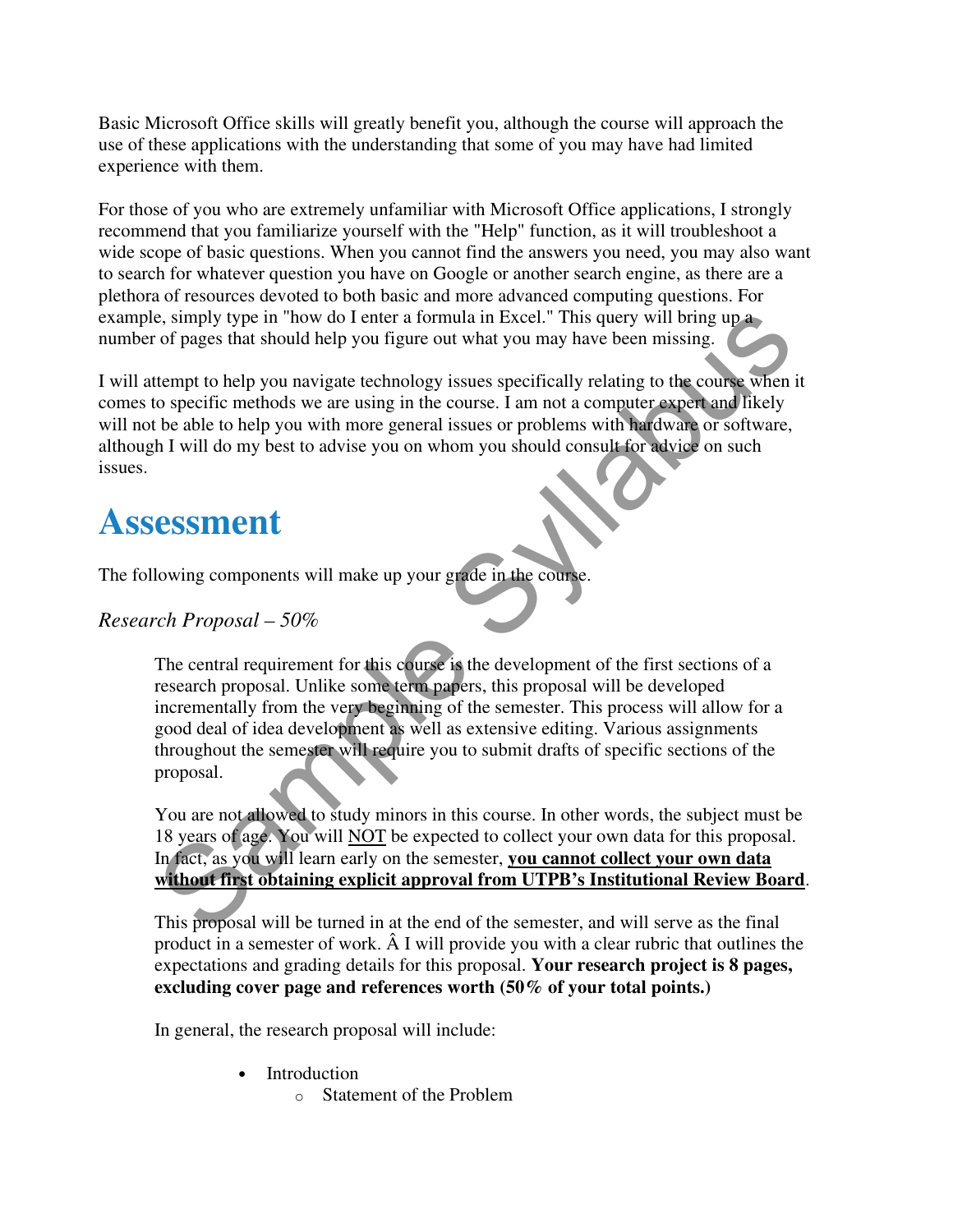Basic Microsoft Office skills will greatly benefit you, although the course will approach the use of these applications with the understanding that some of you may have had limited experience with them.

For those of you who are extremely unfamiliar with Microsoft Office applications, I strongly recommend that you familiarize yourself with the "Help" function, as it will troubleshoot a wide scope of basic questions. When you cannot find the answers you need, you may also want to search for whatever question you have on Google or another search engine, as there are a plethora of resources devoted to both basic and more advanced computing questions. For example, simply type in "how do I enter a formula in Excel." This query will bring up a number of pages that should help you figure out what you may have been missing.

I will attempt to help you navigate technology issues specifically relating to the course when it comes to specific methods we are using in the course. I am not a computer expert and likely will not be able to help you with more general issues or problems with hardware or software, although I will do my best to advise you on whom you should consult for advice on such issues.

# Assessment

The following components will make up your grade in the course.

### *Research Proposal – 50%*

The central requirement for this course is the development of the first sections of a research proposal. Unlike some term papers, this proposal will be developed incrementally from the very beginning of the semester. This process will allow for a good deal of idea development as well as extensive editing. Various assignments throughout the semester will require you to submit drafts of specific sections of the proposal.

You are not allowed to study minors in this course. In other words, the subject must be 18 years of age. You will NOT be expected to collect your own data for this proposal. In fact, as you will learn early on the semester, **you cannot collect your own data without first obtaining explicit approval from UTPB's Institutional Review Board**.

This proposal will be turned in at the end of the semester, and will serve as the final product in a semester of work. Â I will provide you with a clear rubric that outlines the expectations and grading details for this proposal. **Your research project is 8 pages, excluding cover page and references worth (50% of your total points.)**

In general, the research proposal will include:

- Introduction
  - Statement of the Problem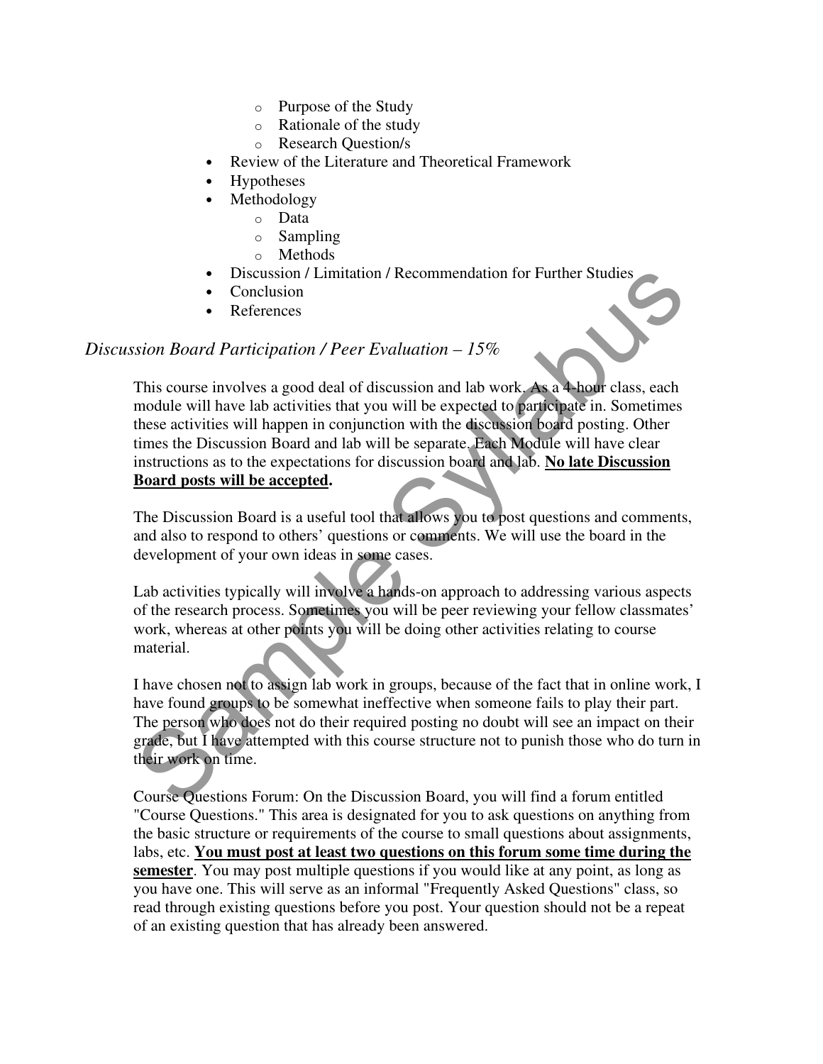- Purpose of the Study
  - Rationale of the study
  - Research Question/s
- Review of the Literature and Theoretical Framework
- Hypotheses
- Methodology
  - Data
  - Sampling
  - Methods
- Discussion / Limitation / Recommendation for Further Studies
- Conclusion
- References

### *Discussion Board Participation / Peer Evaluation – 15%*

This course involves a good deal of discussion and lab work. As a 4-hour class, each module will have lab activities that you will be expected to participate in. Sometimes these activities will happen in conjunction with the discussion board posting. Other times the Discussion Board and lab will be separate. Each Module will have clear instructions as to the expectations for discussion board and lab. **No late Discussion Board posts will be accepted.**

The Discussion Board is a useful tool that allows you to post questions and comments, and also to respond to others' questions or comments. We will use the board in the development of your own ideas in some cases.

Lab activities typically will involve a hands-on approach to addressing various aspects of the research process. Sometimes you will be peer reviewing your fellow classmates' work, whereas at other points you will be doing other activities relating to course material.

I have chosen not to assign lab work in groups, because of the fact that in online work, I have found groups to be somewhat ineffective when someone fails to play their part. The person who does not do their required posting no doubt will see an impact on their grade, but I have attempted with this course structure not to punish those who do turn in their work on time.

Course Questions Forum: On the Discussion Board, you will find a forum entitled "Course Questions." This area is designated for you to ask questions on anything from the basic structure or requirements of the course to small questions about assignments, labs, etc. **You must post at least two questions on this forum some time during the semester**. You may post multiple questions if you would like at any point, as long as you have one. This will serve as an informal "Frequently Asked Questions" class, so read through existing questions before you post. Your question should not be a repeat of an existing question that has already been answered.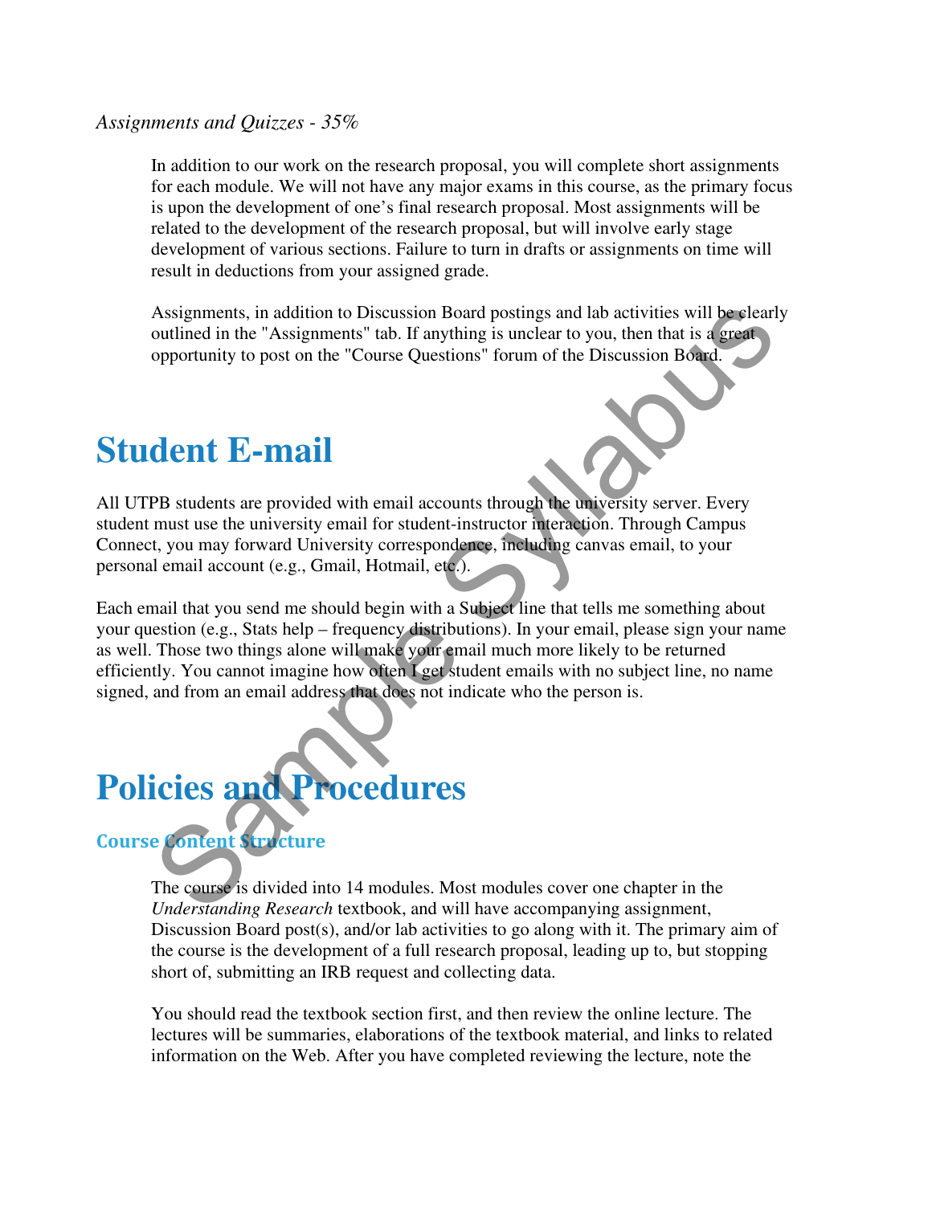*Assignments and Quizzes - 35%*

In addition to our work on the research proposal, you will complete short assignments for each module. We will not have any major exams in this course, as the primary focus is upon the development of one's final research proposal. Most assignments will be related to the development of the research proposal, but will involve early stage development of various sections. Failure to turn in drafts or assignments on time will result in deductions from your assigned grade.

Assignments, in addition to Discussion Board postings and lab activities will be clearly outlined in the "Assignments" tab. If anything is unclear to you, then that is a great opportunity to post on the "Course Questions" forum of the Discussion Board.

# Student E-mail

All UTPB students are provided with email accounts through the university server. Every student must use the university email for student-instructor interaction. Through Campus Connect, you may forward University correspondence, including canvas email, to your personal email account (e.g., Gmail, Hotmail, etc.).

Each email that you send me should begin with a Subject line that tells me something about your question (e.g., Stats help – frequency distributions). In your email, please sign your name as well. Those two things alone will make your email much more likely to be returned efficiently. You cannot imagine how often I get student emails with no subject line, no name signed, and from an email address that does not indicate who the person is.

# Policies and Procedures

## Course Content Structure

The course is divided into 14 modules. Most modules cover one chapter in the *Understanding Research* textbook, and will have accompanying assignment, Discussion Board post(s), and/or lab activities to go along with it. The primary aim of the course is the development of a full research proposal, leading up to, but stopping short of, submitting an IRB request and collecting data.

You should read the textbook section first, and then review the online lecture. The lectures will be summaries, elaborations of the textbook material, and links to related information on the Web. After you have completed reviewing the lecture, note the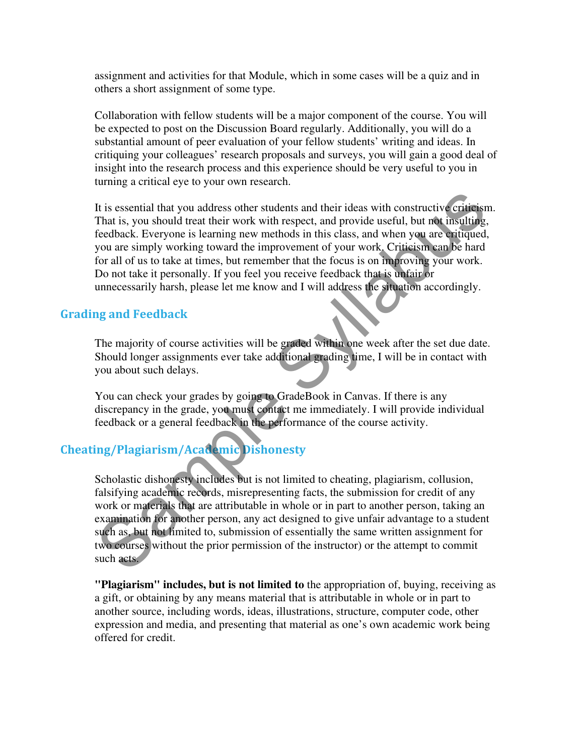assignment and activities for that Module, which in some cases will be a quiz and in others a short assignment of some type.

Collaboration with fellow students will be a major component of the course. You will be expected to post on the Discussion Board regularly. Additionally, you will do a substantial amount of peer evaluation of your fellow students' writing and ideas. In critiquing your colleagues' research proposals and surveys, you will gain a good deal of insight into the research process and this experience should be very useful to you in turning a critical eye to your own research.

It is essential that you address other students and their ideas with constructive criticism. That is, you should treat their work with respect, and provide useful, but not insulting, feedback. Everyone is learning new methods in this class, and when you are critiqued, you are simply working toward the improvement of your work. Criticism can be hard for all of us to take at times, but remember that the focus is on improving your work. Do not take it personally. If you feel you receive feedback that is unfair or unnecessarily harsh, please let me know and I will address the situation accordingly.

## Grading and Feedback

The majority of course activities will be graded within one week after the set due date. Should longer assignments ever take additional grading time, I will be in contact with you about such delays.

You can check your grades by going to GradeBook in Canvas. If there is any discrepancy in the grade, you must contact me immediately. I will provide individual feedback or a general feedback in the performance of the course activity.

## Cheating/Plagiarism/Academic Dishonesty

Scholastic dishonesty includes but is not limited to cheating, plagiarism, collusion, falsifying academic records, misrepresenting facts, the submission for credit of any work or materials that are attributable in whole or in part to another person, taking an examination for another person, any act designed to give unfair advantage to a student such as, but not limited to, submission of essentially the same written assignment for two courses without the prior permission of the instructor) or the attempt to commit such acts.

**"Plagiarism" includes, but is not limited to** the appropriation of, buying, receiving as a gift, or obtaining by any means material that is attributable in whole or in part to another source, including words, ideas, illustrations, structure, computer code, other expression and media, and presenting that material as one's own academic work being offered for credit.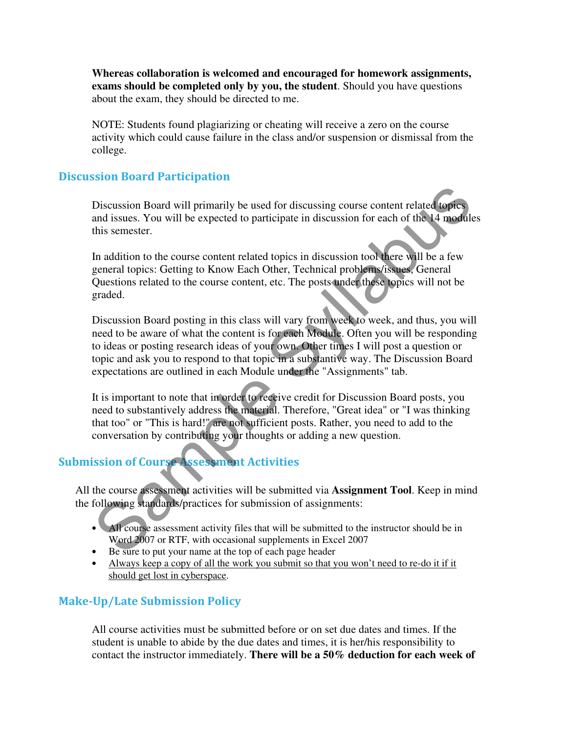**Whereas collaboration is welcomed and encouraged for homework assignments, exams should be completed only by you, the student**. Should you have questions about the exam, they should be directed to me.

NOTE: Students found plagiarizing or cheating will receive a zero on the course activity which could cause failure in the class and/or suspension or dismissal from the college.

## Discussion Board Participation

Discussion Board will primarily be used for discussing course content related topics and issues. You will be expected to participate in discussion for each of the 14 modules this semester.

In addition to the course content related topics in discussion tool there will be a few general topics: Getting to Know Each Other, Technical problems/issues, General Questions related to the course content, etc. The posts under these topics will not be graded.

Discussion Board posting in this class will vary from week to week, and thus, you will need to be aware of what the content is for each Module. Often you will be responding to ideas or posting research ideas of your own. Other times I will post a question or topic and ask you to respond to that topic in a substantive way. The Discussion Board expectations are outlined in each Module under the "Assignments" tab.

It is important to note that in order to receive credit for Discussion Board posts, you need to substantively address the material. Therefore, "Great idea" or "I was thinking that too" or "This is hard!" are not sufficient posts. Rather, you need to add to the conversation by contributing your thoughts or adding a new question.

## Submission of Course Assessment Activities

All the course assessment activities will be submitted via **Assignment Tool**. Keep in mind the following standards/practices for submission of assignments:

- All course assessment activity files that will be submitted to the instructor should be in Word 2007 or RTF, with occasional supplements in Excel 2007
- Be sure to put your name at the top of each page header
- Always keep a copy of all the work you submit so that you won't need to re-do it if it should get lost in cyberspace.

## Make-Up/Late Submission Policy

All course activities must be submitted before or on set due dates and times. If the student is unable to abide by the due dates and times, it is her/his responsibility to contact the instructor immediately. **There will be a 50% deduction for each week of**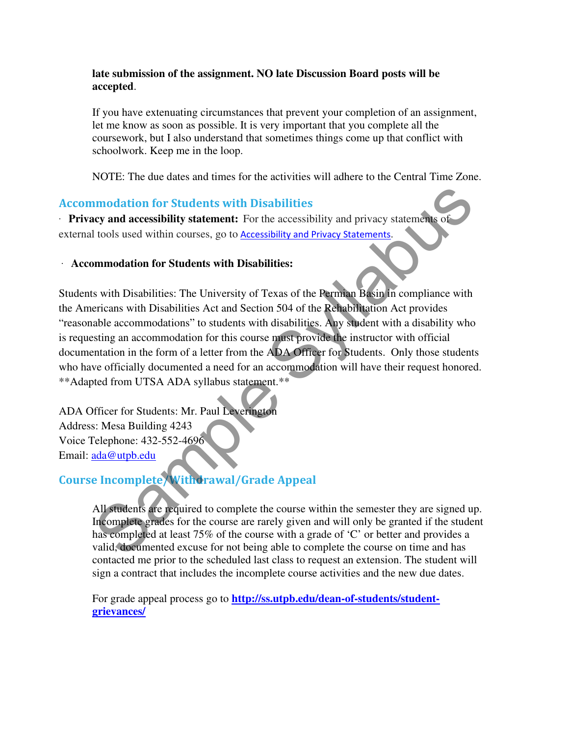**late submission of the assignment. NO late Discussion Board posts will be accepted**.

If you have extenuating circumstances that prevent your completion of an assignment, let me know as soon as possible. It is very important that you complete all the coursework, but I also understand that sometimes things come up that conflict with schoolwork. Keep me in the loop.

NOTE: The due dates and times for the activities will adhere to the Central Time Zone.

## Accommodation for Students with Disabilities

· **Privacy and accessibility statement:** For the accessibility and privacy statements of external tools used within courses, go to Accessibility and Privacy Statements.

· **Accommodation for Students with Disabilities:**

Students with Disabilities: The University of Texas of the Permian Basin in compliance with the Americans with Disabilities Act and Section 504 of the Rehabilitation Act provides “reasonable accommodations” to students with disabilities. Any student with a disability who is requesting an accommodation for this course must provide the instructor with official documentation in the form of a letter from the ADA Officer for Students. Only those students who have officially documented a need for an accommodation will have their request honored. **Adapted from UTSA ADA syllabus statement.**

ADA Officer for Students: Mr. Paul Leverington
Address: Mesa Building 4243
Voice Telephone: 432-552-4696
Email: ada@utpb.edu

## Course Incomplete/Withdrawal/Grade Appeal

All students are required to complete the course within the semester they are signed up. Incomplete grades for the course are rarely given and will only be granted if the student has completed at least 75% of the course with a grade of ‘C’ or better and provides a valid, documented excuse for not being able to complete the course on time and has contacted me prior to the scheduled last class to request an extension. The student will sign a contract that includes the incomplete course activities and the new due dates.

For grade appeal process go to **http://ss.utpb.edu/dean-of-students/student-grievances/**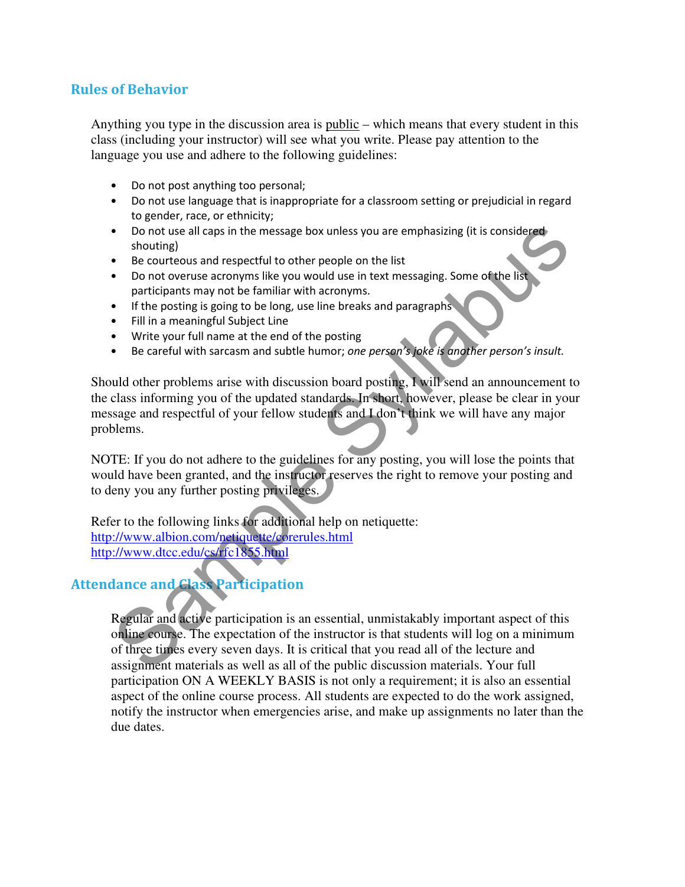## Rules of Behavior

Anything you type in the discussion area is <u>public</u> – which means that every student in this class (including your instructor) will see what you write. Please pay attention to the language you use and adhere to the following guidelines:

- Do not post anything too personal;
- Do not use language that is inappropriate for a classroom setting or prejudicial in regard to gender, race, or ethnicity;
- Do not use all caps in the message box unless you are emphasizing (it is considered shouting)
- Be courteous and respectful to other people on the list
- Do not overuse acronyms like you would use in text messaging. Some of the list participants may not be familiar with acronyms.
- If the posting is going to be long, use line breaks and paragraphs
- Fill in a meaningful Subject Line
- Write your full name at the end of the posting
- Be careful with sarcasm and subtle humor; *one person's joke is another person's insult.*

Should other problems arise with discussion board posting, I will send an announcement to the class informing you of the updated standards. In short, however, please be clear in your message and respectful of your fellow students and I don't think we will have any major problems.

NOTE: If you do not adhere to the guidelines for any posting, you will lose the points that would have been granted, and the instructor reserves the right to remove your posting and to deny you any further posting privileges.

Refer to the following links for additional help on netiquette:
http://www.albion.com/netiquette/corerules.html
http://www.dtcc.edu/cs/rfc1855.html

## Attendance and Class Participation

Regular and active participation is an essential, unmistakably important aspect of this online course. The expectation of the instructor is that students will log on a minimum of three times every seven days. It is critical that you read all of the lecture and assignment materials as well as all of the public discussion materials. Your full participation ON A WEEKLY BASIS is not only a requirement; it is also an essential aspect of the online course process. All students are expected to do the work assigned, notify the instructor when emergencies arise, and make up assignments no later than the due dates.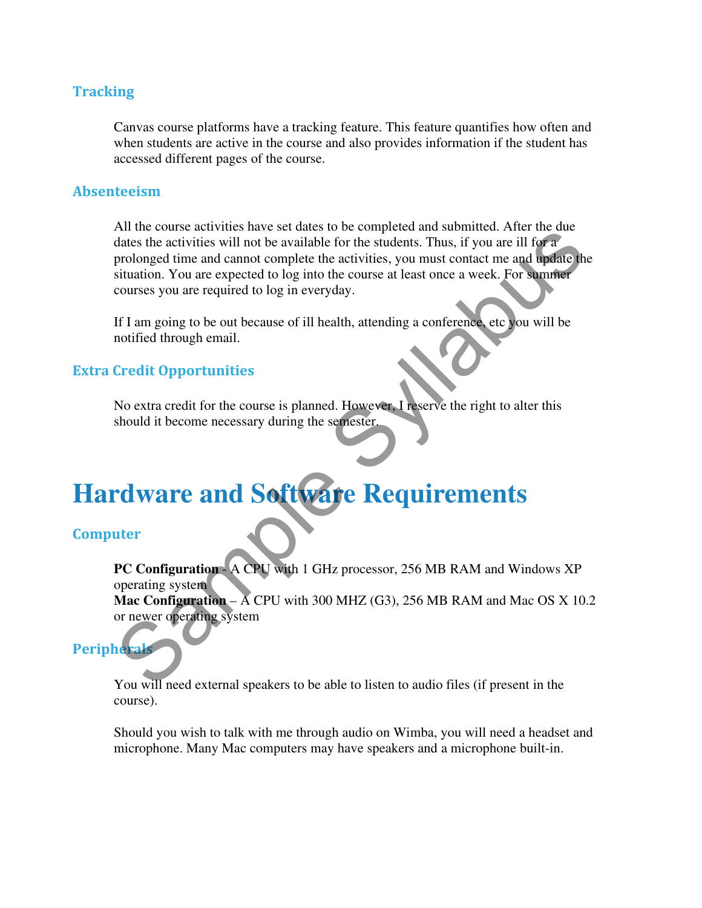### Tracking

Canvas course platforms have a tracking feature. This feature quantifies how often and when students are active in the course and also provides information if the student has accessed different pages of the course.

### Absenteeism

All the course activities have set dates to be completed and submitted. After the due dates the activities will not be available for the students. Thus, if you are ill for a prolonged time and cannot complete the activities, you must contact me and update the situation. You are expected to log into the course at least once a week. For summer courses you are required to log in everyday.

If I am going to be out because of ill health, attending a conference, etc you will be notified through email.

### Extra Credit Opportunities

No extra credit for the course is planned. However, I reserve the right to alter this should it become necessary during the semester.

## Hardware and Software Requirements

### Computer

**PC Configuration** - A CPU with 1 GHz processor, 256 MB RAM and Windows XP operating system
**Mac Configuration** – A CPU with 300 MHZ (G3), 256 MB RAM and Mac OS X 10.2 or newer operating system

### Peripherals

You will need external speakers to be able to listen to audio files (if present in the course).

Should you wish to talk with me through audio on Wimba, you will need a headset and microphone. Many Mac computers may have speakers and a microphone built-in.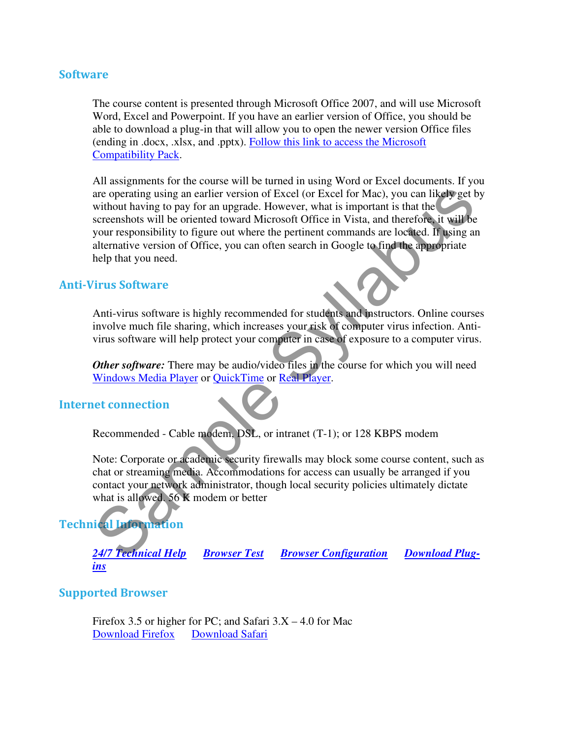## Software

The course content is presented through Microsoft Office 2007, and will use Microsoft Word, Excel and Powerpoint. If you have an earlier version of Office, you should be able to download a plug-in that will allow you to open the newer version Office files (ending in .docx, .xlsx, and .pptx). Follow this link to access the Microsoft Compatibility Pack.

All assignments for the course will be turned in using Word or Excel documents. If you are operating using an earlier version of Excel (or Excel for Mac), you can likely get by without having to pay for an upgrade. However, what is important is that the screenshots will be oriented toward Microsoft Office in Vista, and therefore, it will be your responsibility to figure out where the pertinent commands are located. If using an alternative version of Office, you can often search in Google to find the appropriate help that you need.

## Anti-Virus Software

Anti-virus software is highly recommended for students and instructors. Online courses involve much file sharing, which increases your risk of computer virus infection. Anti-virus software will help protect your computer in case of exposure to a computer virus.

***Other software:*** There may be audio/video files in the course for which you will need Windows Media Player or QuickTime or Real Player.

## Internet connection

Recommended - Cable modem, DSL, or intranet (T-1); or 128 KBPS modem

Note: Corporate or academic security firewalls may block some course content, such as chat or streaming media. Accommodations for access can usually be arranged if you contact your network administrator, though local security policies ultimately dictate what is allowed. 56 K modem or better

## Technical Information

***24/7 Technical Help*** ***Browser Test*** ***Browser Configuration*** ***Download Plug-ins***

## Supported Browser

Firefox 3.5 or higher for PC; and Safari 3.X – 4.0 for Mac
Download Firefox Download Safari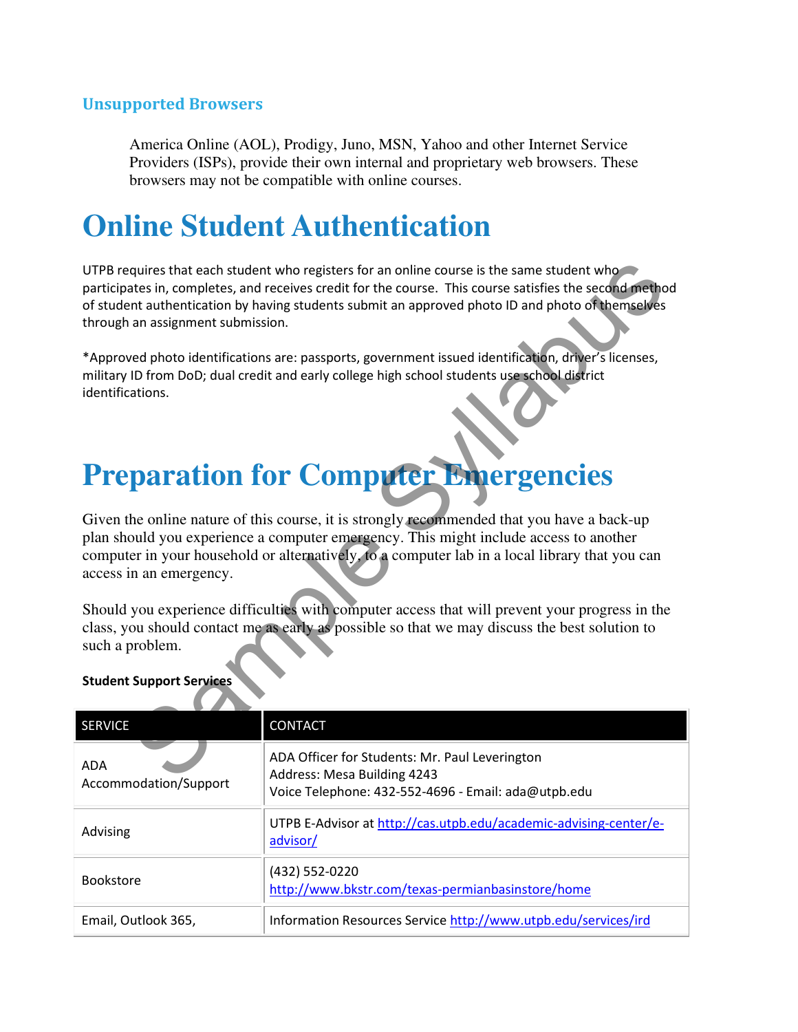### Unsupported Browsers

America Online (AOL), Prodigy, Juno, MSN, Yahoo and other Internet Service Providers (ISPs), provide their own internal and proprietary web browsers. These browsers may not be compatible with online courses.

# Online Student Authentication

UTPB requires that each student who registers for an online course is the same student who participates in, completes, and receives credit for the course. This course satisfies the second method of student authentication by having students submit an approved photo ID and photo of themselves through an assignment submission.

*Approved photo identifications are: passports, government issued identification, driver's licenses, military ID from DoD; dual credit and early college high school students use school district identifications.

# Preparation for Computer Emergencies

Given the online nature of this course, it is strongly recommended that you have a back-up plan should you experience a computer emergency. This might include access to another computer in your household or alternatively, to a computer lab in a local library that you can access in an emergency.

Should you experience difficulties with computer access that will prevent your progress in the class, you should contact me as early as possible so that we may discuss the best solution to such a problem.

**Student Support Services**

| SERVICE | CONTACT |
|---|---|
| ADA Accommodation/Support | ADA Officer for Students: Mr. Paul Leverington<br>Address: Mesa Building 4243<br>Voice Telephone: 432-552-4696 - Email: ada@utpb.edu |
| Advising | UTPB E-Advisor at http://cas.utpb.edu/academic-advising-center/e-advisor/ |
| Bookstore | (432) 552-0220<br>http://www.bkstr.com/texas-permianbasinstore/home |
| Email, Outlook 365, | Information Resources Service http://www.utpb.edu/services/ird |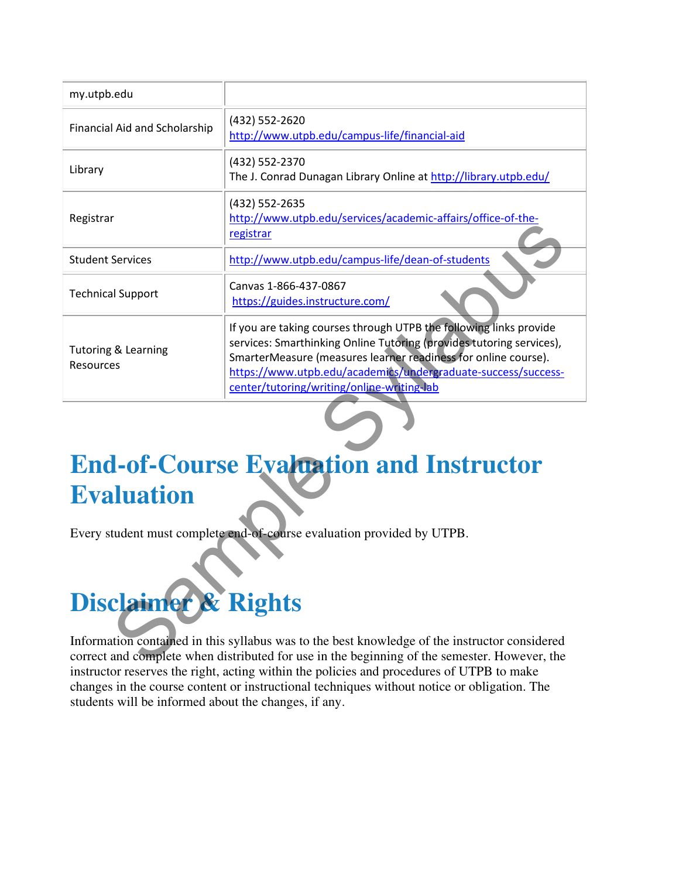| | |
|---|---|
| my.utpb.edu | |
| Financial Aid and Scholarship | (432) 552-2620<br>http://www.utpb.edu/campus-life/financial-aid |
| Library | (432) 552-2370<br>The J. Conrad Dunagan Library Online at http://library.utpb.edu/ |
| Registrar | (432) 552-2635<br>http://www.utpb.edu/services/academic-affairs/office-of-the-registrar |
| Student Services | http://www.utpb.edu/campus-life/dean-of-students |
| Technical Support | Canvas 1-866-437-0867<br>https://guides.instructure.com/ |
| Tutoring & Learning Resources | If you are taking courses through UTPB the following links provide services: Smarthinking Online Tutoring (provides tutoring services), SmarterMeasure (measures learner readiness for online course). https://www.utpb.edu/academics/undergraduate-success/success-center/tutoring/writing/online-writing-lab |

# End-of-Course Evaluation and Instructor Evaluation

Every student must complete end-of-course evaluation provided by UTPB.

# Disclaimer & Rights

Information contained in this syllabus was to the best knowledge of the instructor considered correct and complete when distributed for use in the beginning of the semester. However, the instructor reserves the right, acting within the policies and procedures of UTPB to make changes in the course content or instructional techniques without notice or obligation. The students will be informed about the changes, if any.